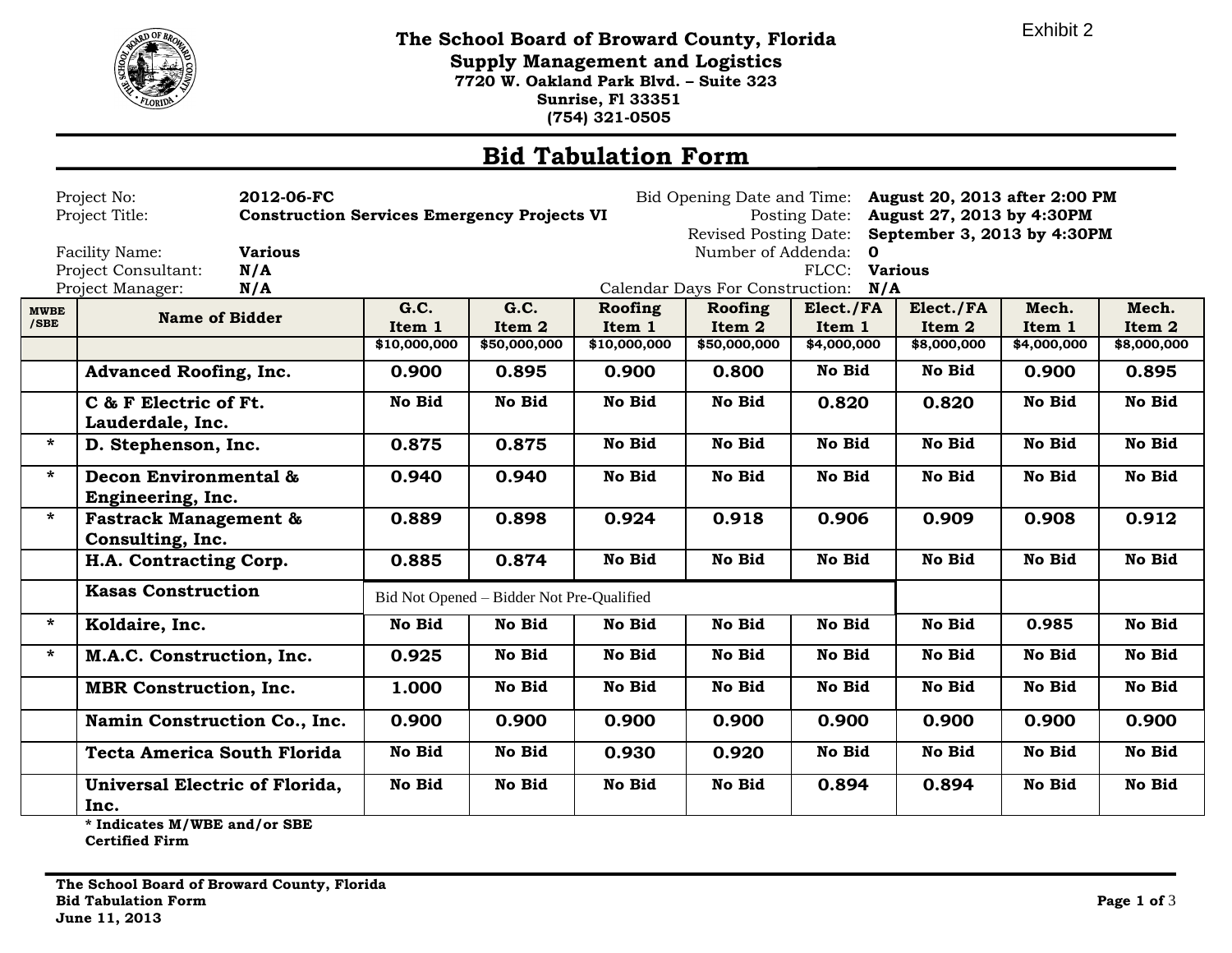Exhibit 2

# The School Board of Broward County, Florida

## Supply Management and Logistics

**7720 W. Oakland Park Blvd. – Suite 323**
**Sunrise, Fl 33351**
**(754) 321-0505**

# Bid Tabulation Form

| | | | |
|---|---|---|---|
| Project No: | **2012-06-FC** | Bid Opening Date and Time: | **August 20, 2013 after 2:00 PM** |
| Project Title: | **Construction Services Emergency Projects VI** | Posting Date: | **August 27, 2013 by 4:30PM** |
| | | Revised Posting Date: | **September 3, 2013 by 4:30PM** |
| Facility Name: | **Various** | Number of Addenda: | **0** |
| Project Consultant: | **N/A** | FLCC: | **Various** |
| Project Manager: | **N/A** | Calendar Days For Construction: | **N/A** |

| MWBE /SBE | Name of Bidder | G.C. Item 1 | G.C. Item 2 | Roofing Item 1 | Roofing Item 2 | Elect./FA Item 1 | Elect./FA Item 2 | Mech. Item 1 | Mech. Item 2 |
|---|---|---|---|---|---|---|---|---|---|
| | | $10,000,000 | $50,000,000 | $10,000,000 | $50,000,000 | $4,000,000 | $8,000,000 | $4,000,000 | $8,000,000 |
| | **Advanced Roofing, Inc.** | 0.900 | 0.895 | 0.900 | 0.800 | No Bid | No Bid | 0.900 | 0.895 |
| | **C & F Electric of Ft. Lauderdale, Inc.** | No Bid | No Bid | No Bid | No Bid | 0.820 | 0.820 | No Bid | No Bid |
| * | **D. Stephenson, Inc.** | 0.875 | 0.875 | No Bid | No Bid | No Bid | No Bid | No Bid | No Bid |
| * | **Decon Environmental & Engineering, Inc.** | 0.940 | 0.940 | No Bid | No Bid | No Bid | No Bid | No Bid | No Bid |
| * | **Fastrack Management & Consulting, Inc.** | 0.889 | 0.898 | 0.924 | 0.918 | 0.906 | 0.909 | 0.908 | 0.912 |
| | **H.A. Contracting Corp.** | 0.885 | 0.874 | No Bid | No Bid | No Bid | No Bid | No Bid | No Bid |
| | **Kasas Construction** | Bid Not Opened – Bidder Not Pre-Qualified | | | | | | | |
| * | **Koldaire, Inc.** | No Bid | No Bid | No Bid | No Bid | No Bid | No Bid | 0.985 | No Bid |
| * | **M.A.C. Construction, Inc.** | 0.925 | No Bid | No Bid | No Bid | No Bid | No Bid | No Bid | No Bid |
| | **MBR Construction, Inc.** | 1.000 | No Bid | No Bid | No Bid | No Bid | No Bid | No Bid | No Bid |
| | **Namin Construction Co., Inc.** | 0.900 | 0.900 | 0.900 | 0.900 | 0.900 | 0.900 | 0.900 | 0.900 |
| | **Tecta America South Florida** | No Bid | No Bid | 0.930 | 0.920 | No Bid | No Bid | No Bid | No Bid |
| | **Universal Electric of Florida, Inc.** | No Bid | No Bid | No Bid | No Bid | 0.894 | 0.894 | No Bid | No Bid |

**\* Indicates M/WBE and/or SBE Certified Firm**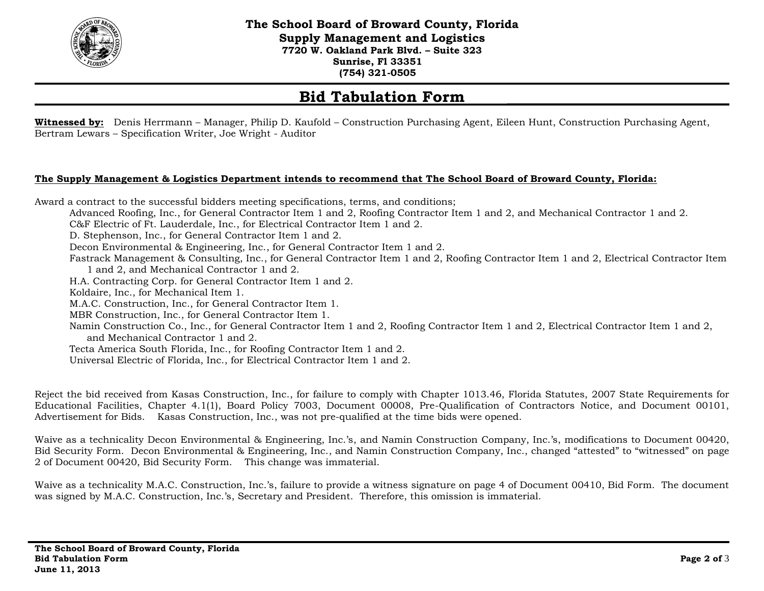**The School Board of Broward County, Florida**
**Supply Management and Logistics**
**7720 W. Oakland Park Blvd. – Suite 323**
**Sunrise, Fl 33351**
**(754) 321-0505**

# Bid Tabulation Form

**Witnessed by:** Denis Herrmann – Manager, Philip D. Kaufold – Construction Purchasing Agent, Eileen Hunt, Construction Purchasing Agent, Bertram Lewars – Specification Writer, Joe Wright - Auditor

**The Supply Management & Logistics Department intends to recommend that The School Board of Broward County, Florida:**

Award a contract to the successful bidders meeting specifications, terms, and conditions;

- Advanced Roofing, Inc., for General Contractor Item 1 and 2, Roofing Contractor Item 1 and 2, and Mechanical Contractor 1 and 2.
- C&F Electric of Ft. Lauderdale, Inc., for Electrical Contractor Item 1 and 2.
- D. Stephenson, Inc., for General Contractor Item 1 and 2.
- Decon Environmental & Engineering, Inc., for General Contractor Item 1 and 2.
- Fastrack Management & Consulting, Inc., for General Contractor Item 1 and 2, Roofing Contractor Item 1 and 2, Electrical Contractor Item 1 and 2, and Mechanical Contractor 1 and 2.
- H.A. Contracting Corp. for General Contractor Item 1 and 2.
- Koldaire, Inc., for Mechanical Item 1.
- M.A.C. Construction, Inc., for General Contractor Item 1.
- MBR Construction, Inc., for General Contractor Item 1.
- Namin Construction Co., Inc., for General Contractor Item 1 and 2, Roofing Contractor Item 1 and 2, Electrical Contractor Item 1 and 2, and Mechanical Contractor 1 and 2.
- Tecta America South Florida, Inc., for Roofing Contractor Item 1 and 2.
- Universal Electric of Florida, Inc., for Electrical Contractor Item 1 and 2.

Reject the bid received from Kasas Construction, Inc., for failure to comply with Chapter 1013.46, Florida Statutes, 2007 State Requirements for Educational Facilities, Chapter 4.1(1), Board Policy 7003, Document 00008, Pre-Qualification of Contractors Notice, and Document 00101, Advertisement for Bids. Kasas Construction, Inc., was not pre-qualified at the time bids were opened.

Waive as a technicality Decon Environmental & Engineering, Inc.'s, and Namin Construction Company, Inc.'s, modifications to Document 00420, Bid Security Form. Decon Environmental & Engineering, Inc., and Namin Construction Company, Inc., changed "attested" to "witnessed" on page 2 of Document 00420, Bid Security Form. This change was immaterial.

Waive as a technicality M.A.C. Construction, Inc.'s, failure to provide a witness signature on page 4 of Document 00410, Bid Form. The document was signed by M.A.C. Construction, Inc.'s, Secretary and President. Therefore, this omission is immaterial.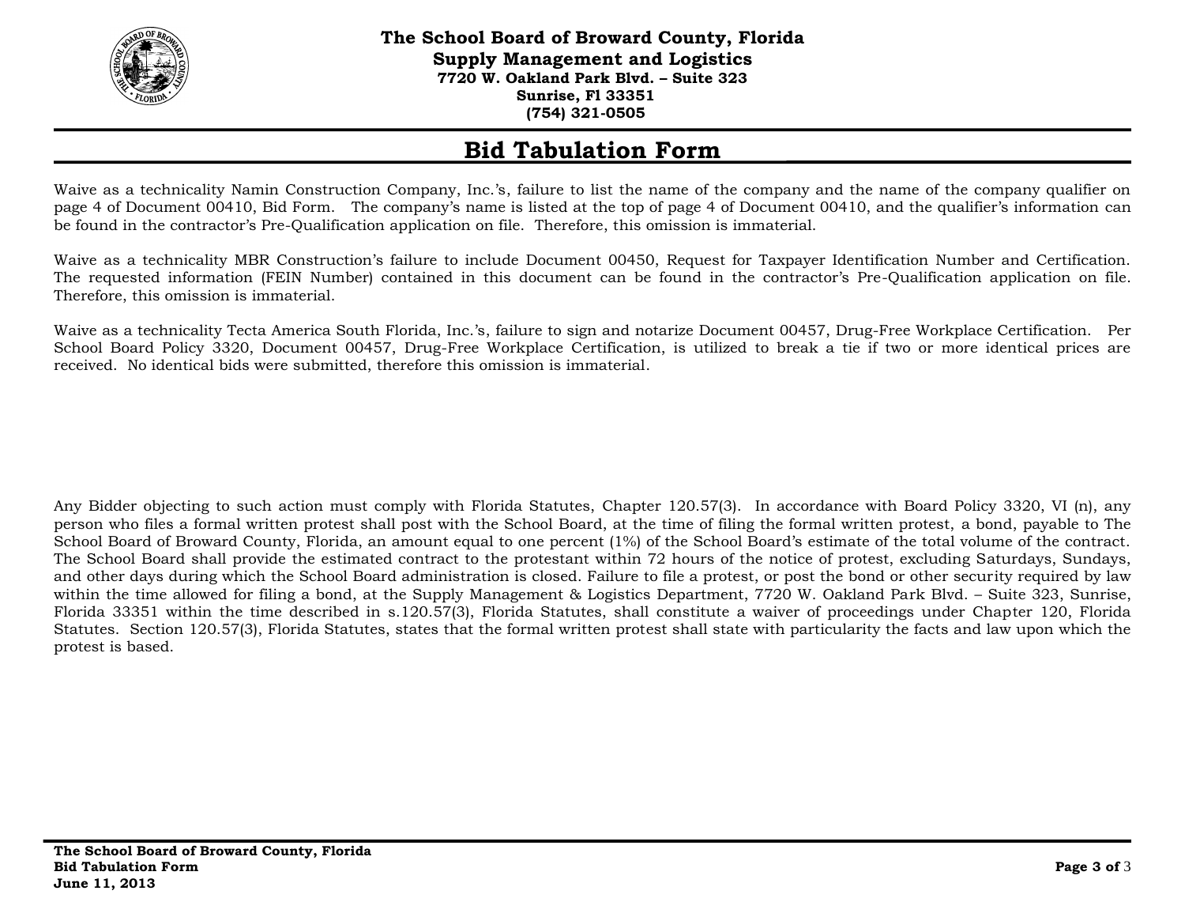# Bid Tabulation Form

Waive as a technicality Namin Construction Company, Inc.'s, failure to list the name of the company and the name of the company qualifier on page 4 of Document 00410, Bid Form. The company's name is listed at the top of page 4 of Document 00410, and the qualifier's information can be found in the contractor's Pre-Qualification application on file. Therefore, this omission is immaterial.

Waive as a technicality MBR Construction's failure to include Document 00450, Request for Taxpayer Identification Number and Certification. The requested information (FEIN Number) contained in this document can be found in the contractor's Pre-Qualification application on file. Therefore, this omission is immaterial.

Waive as a technicality Tecta America South Florida, Inc.'s, failure to sign and notarize Document 00457, Drug-Free Workplace Certification. Per School Board Policy 3320, Document 00457, Drug-Free Workplace Certification, is utilized to break a tie if two or more identical prices are received. No identical bids were submitted, therefore this omission is immaterial.

Any Bidder objecting to such action must comply with Florida Statutes, Chapter 120.57(3). In accordance with Board Policy 3320, VI (n), any person who files a formal written protest shall post with the School Board, at the time of filing the formal written protest, a bond, payable to The School Board of Broward County, Florida, an amount equal to one percent (1%) of the School Board's estimate of the total volume of the contract. The School Board shall provide the estimated contract to the protestant within 72 hours of the notice of protest, excluding Saturdays, Sundays, and other days during which the School Board administration is closed. Failure to file a protest, or post the bond or other security required by law within the time allowed for filing a bond, at the Supply Management & Logistics Department, 7720 W. Oakland Park Blvd. – Suite 323, Sunrise, Florida 33351 within the time described in s.120.57(3), Florida Statutes, shall constitute a waiver of proceedings under Chapter 120, Florida Statutes. Section 120.57(3), Florida Statutes, states that the formal written protest shall state with particularity the facts and law upon which the protest is based.